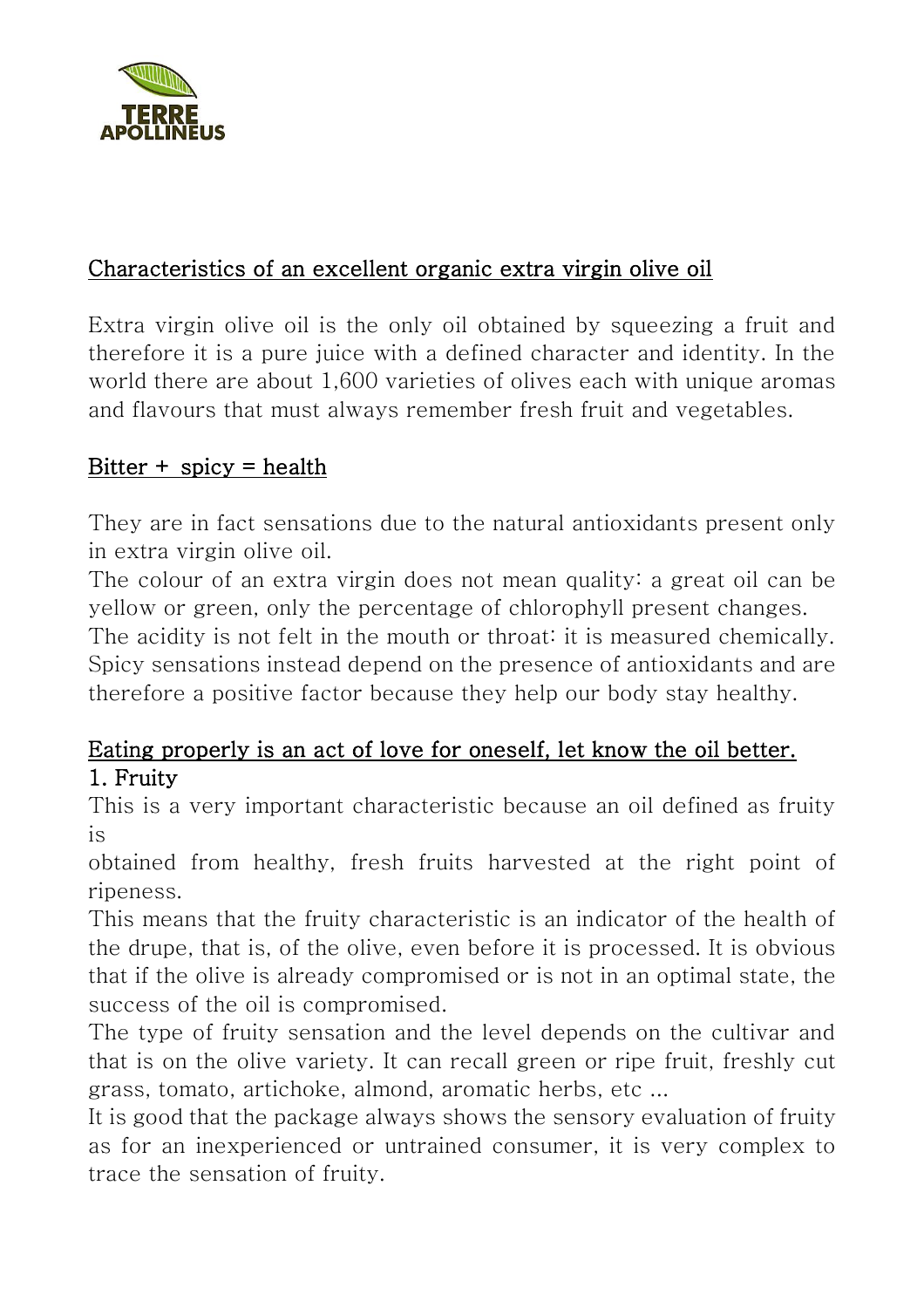TERRE APOLLINEUS

## Characteristics of an excellent organic extra virgin olive oil

Extra virgin olive oil is the only oil obtained by squeezing a fruit and therefore it is a pure juice with a defined character and identity. In the world there are about 1,600 varieties of olives each with unique aromas and flavours that must always remember fresh fruit and vegetables.

## Bitter + spicy = health

They are in fact sensations due to the natural antioxidants present only in extra virgin olive oil.

The colour of an extra virgin does not mean quality: a great oil can be yellow or green, only the percentage of chlorophyll present changes.

The acidity is not felt in the mouth or throat: it is measured chemically.

Spicy sensations instead depend on the presence of antioxidants and are therefore a positive factor because they help our body stay healthy.

## Eating properly is an act of love for oneself, let know the oil better.

### 1. Fruity

This is a very important characteristic because an oil defined as fruity is obtained from healthy, fresh fruits harvested at the right point of ripeness.

This means that the fruity characteristic is an indicator of the health of the drupe, that is, of the olive, even before it is processed. It is obvious that if the olive is already compromised or is not in an optimal state, the success of the oil is compromised.

The type of fruity sensation and the level depends on the cultivar and that is on the olive variety. It can recall green or ripe fruit, freshly cut grass, tomato, artichoke, almond, aromatic herbs, etc ...

It is good that the package always shows the sensory evaluation of fruity as for an inexperienced or untrained consumer, it is very complex to trace the sensation of fruity.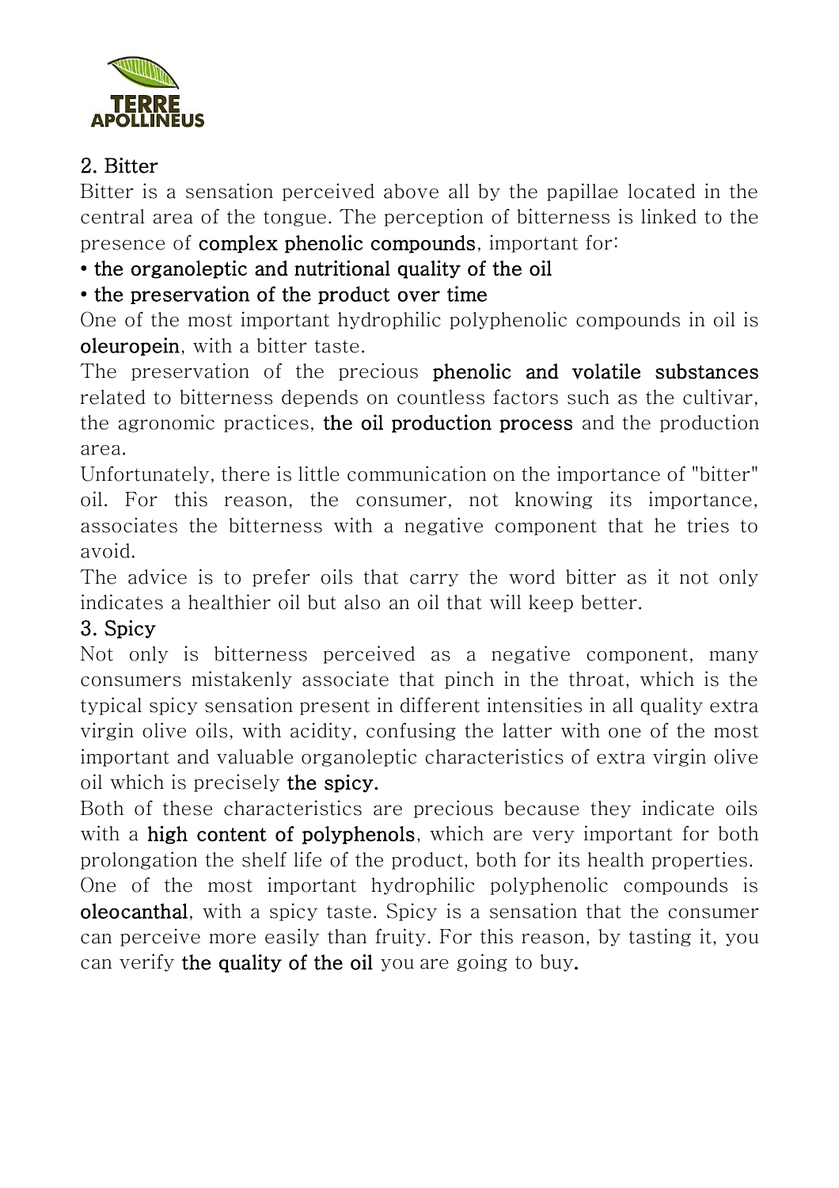## 2. Bitter

Bitter is a sensation perceived above all by the papillae located in the central area of the tongue. The perception of bitterness is linked to the presence of **complex phenolic compounds**, important for:

- **the organoleptic and nutritional quality of the oil**
- **the preservation of the product over time**

One of the most important hydrophilic polyphenolic compounds in oil is **oleuropein**, with a bitter taste.

The preservation of the precious **phenolic and volatile substances** related to bitterness depends on countless factors such as the cultivar, the agronomic practices, **the oil production process** and the production area.

Unfortunately, there is little communication on the importance of "bitter" oil. For this reason, the consumer, not knowing its importance, associates the bitterness with a negative component that he tries to avoid.

The advice is to prefer oils that carry the word bitter as it not only indicates a healthier oil but also an oil that will keep better.

## 3. Spicy

Not only is bitterness perceived as a negative component, many consumers mistakenly associate that pinch in the throat, which is the typical spicy sensation present in different intensities in all quality extra virgin olive oils, with acidity, confusing the latter with one of the most important and valuable organoleptic characteristics of extra virgin olive oil which is precisely **the spicy.**

Both of these characteristics are precious because they indicate oils with a **high content of polyphenols**, which are very important for both prolongation the shelf life of the product, both for its health properties.

One of the most important hydrophilic polyphenolic compounds is **oleocanthal**, with a spicy taste. Spicy is a sensation that the consumer can perceive more easily than fruity. For this reason, by tasting it, you can verify **the quality of the oil** you are going to buy**.**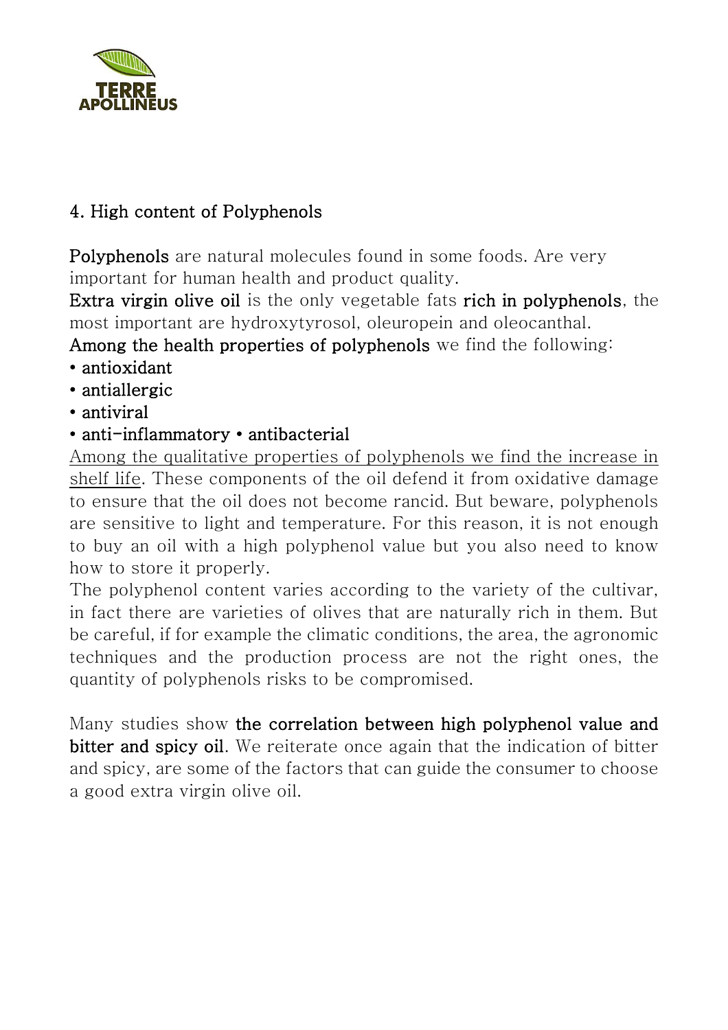## 4. High content of Polyphenols

**Polyphenols** are natural molecules found in some foods. Are very important for human health and product quality.

**Extra virgin olive oil** is the only vegetable fats **rich in polyphenols**, the most important are hydroxytyrosol, oleuropein and oleocanthal.

**Among the health properties of polyphenols** we find the following:

- **antioxidant**
- **antiallergic**
- **antiviral**
- **anti-inflammatory** • **antibacterial**

Among the qualitative properties of polyphenols we find the increase in shelf life. These components of the oil defend it from oxidative damage to ensure that the oil does not become rancid. But beware, polyphenols are sensitive to light and temperature. For this reason, it is not enough to buy an oil with a high polyphenol value but you also need to know how to store it properly.

The polyphenol content varies according to the variety of the cultivar, in fact there are varieties of olives that are naturally rich in them. But be careful, if for example the climatic conditions, the area, the agronomic techniques and the production process are not the right ones, the quantity of polyphenols risks to be compromised.

Many studies show **the correlation between high polyphenol value and bitter and spicy oil**. We reiterate once again that the indication of bitter and spicy, are some of the factors that can guide the consumer to choose a good extra virgin olive oil.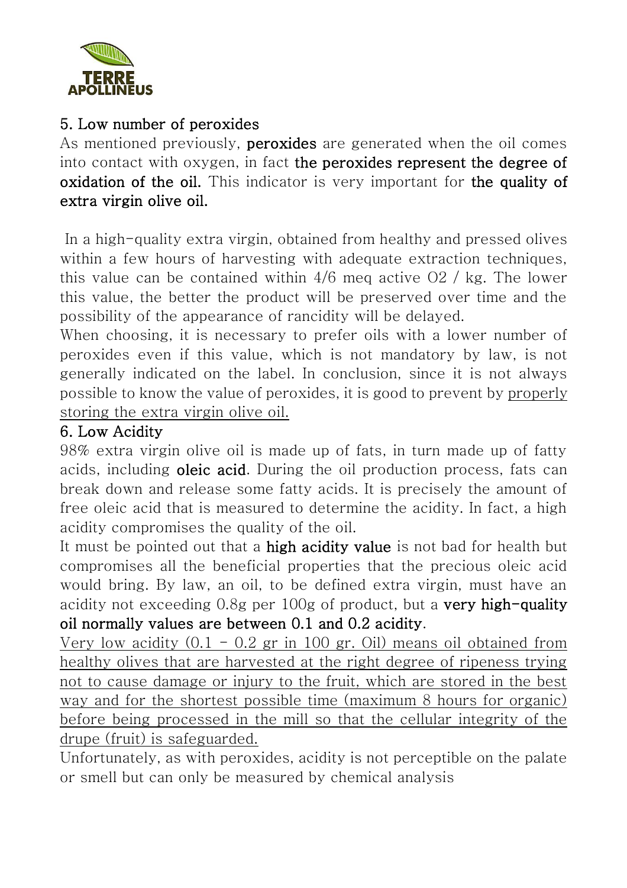## 5. Low number of peroxides

As mentioned previously, **peroxides** are generated when the oil comes into contact with oxygen, in fact **the peroxides represent the degree of oxidation of the oil.** This indicator is very important for **the quality of extra virgin olive oil.**

In a high-quality extra virgin, obtained from healthy and pressed olives within a few hours of harvesting with adequate extraction techniques, this value can be contained within 4/6 meq active $O_2$ / kg. The lower this value, the better the product will be preserved over time and the possibility of the appearance of rancidity will be delayed.

When choosing, it is necessary to prefer oils with a lower number of peroxides even if this value, which is not mandatory by law, is not generally indicated on the label. In conclusion, since it is not always possible to know the value of peroxides, it is good to prevent by <u>properly storing the extra virgin olive oil.</u>

## 6. Low Acidity

98% extra virgin olive oil is made up of fats, in turn made up of fatty acids, including **oleic acid**. During the oil production process, fats can break down and release some fatty acids. It is precisely the amount of free oleic acid that is measured to determine the acidity. In fact, a high acidity compromises the quality of the oil.

It must be pointed out that a **high acidity value** is not bad for health but compromises all the beneficial properties that the precious oleic acid would bring. By law, an oil, to be defined extra virgin, must have an acidity not exceeding 0.8g per 100g of product, but a **very high-quality oil normally values are between 0.1 and 0.2 acidity**.

<u>Very low acidity (0.1 - 0.2 gr in 100 gr. Oil) means oil obtained from healthy olives that are harvested at the right degree of ripeness trying not to cause damage or injury to the fruit, which are stored in the best way and for the shortest possible time (maximum 8 hours for organic) before being processed in the mill so that the cellular integrity of the drupe (fruit) is safeguarded.</u>

Unfortunately, as with peroxides, acidity is not perceptible on the palate or smell but can only be measured by chemical analysis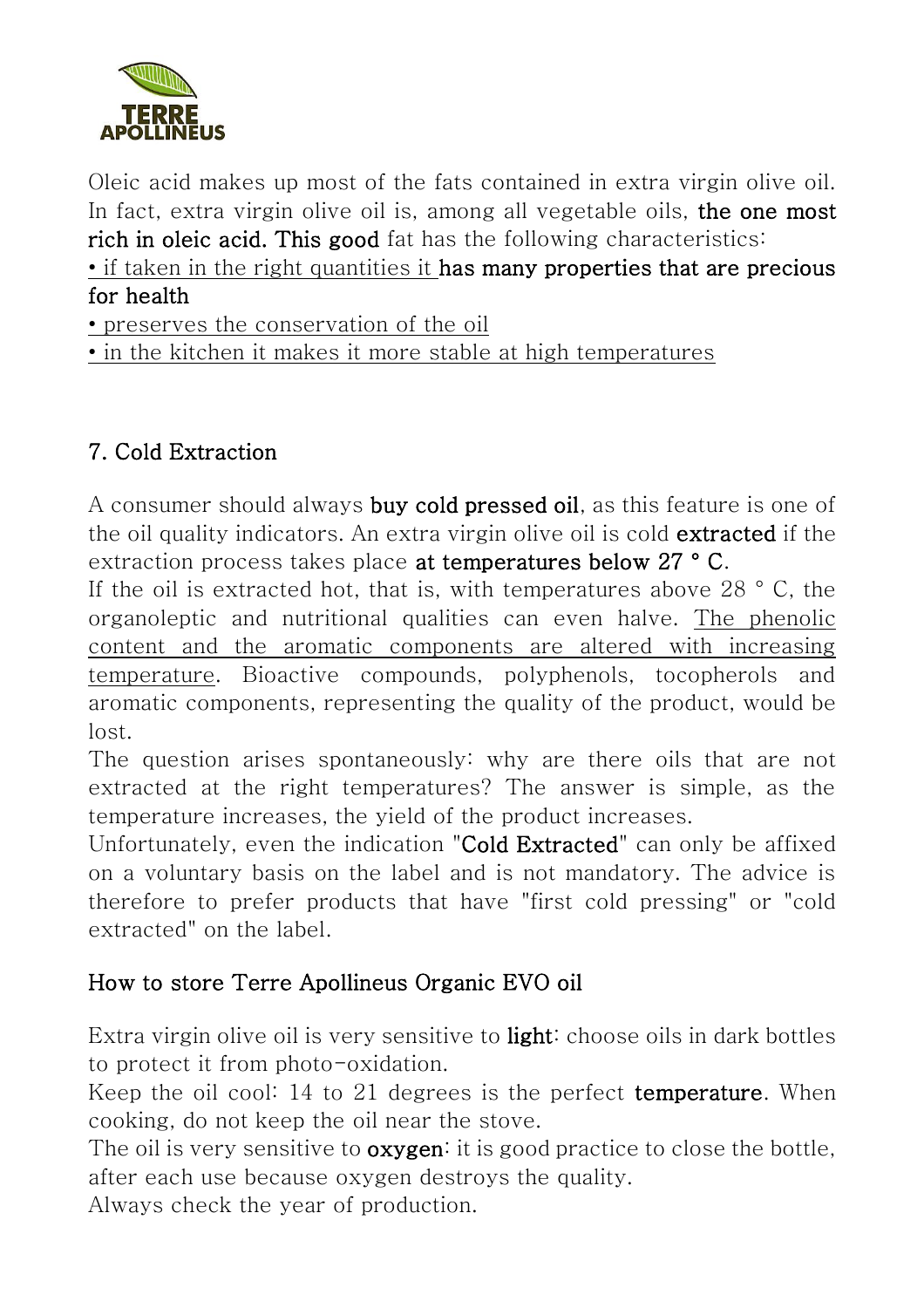Oleic acid makes up most of the fats contained in extra virgin olive oil. In fact, extra virgin olive oil is, among all vegetable oils, **the one most rich in oleic acid. This good** fat has the following characteristics:

- if taken in the right quantities it **has many properties that are precious for health**
- preserves the conservation of the oil
- in the kitchen it makes it more stable at high temperatures

## 7. Cold Extraction

A consumer should always **buy cold pressed oil**, as this feature is one of the oil quality indicators. An extra virgin olive oil is cold **extracted** if the extraction process takes place **at temperatures below 27 ° C**.

If the oil is extracted hot, that is, with temperatures above 28 ° C, the organoleptic and nutritional qualities can even halve. The phenolic content and the aromatic components are altered with increasing temperature. Bioactive compounds, polyphenols, tocopherols and aromatic components, representing the quality of the product, would be lost.

The question arises spontaneously: why are there oils that are not extracted at the right temperatures? The answer is simple, as the temperature increases, the yield of the product increases.

Unfortunately, even the indication "**Cold Extracted**" can only be affixed on a voluntary basis on the label and is not mandatory. The advice is therefore to prefer products that have "first cold pressing" or "cold extracted" on the label.

## How to store Terre Apollineus Organic EVO oil

Extra virgin olive oil is very sensitive to **light**: choose oils in dark bottles to protect it from photo-oxidation.

Keep the oil cool: 14 to 21 degrees is the perfect **temperature**. When cooking, do not keep the oil near the stove.

The oil is very sensitive to **oxygen**: it is good practice to close the bottle, after each use because oxygen destroys the quality.

Always check the year of production.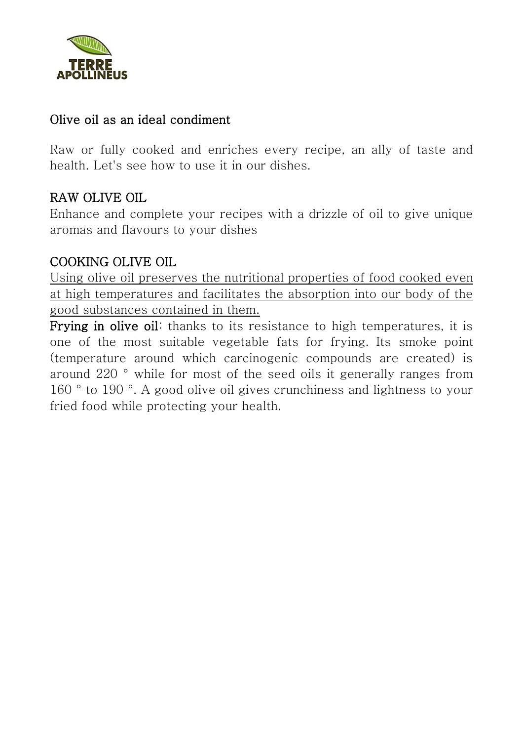## Olive oil as an ideal condiment

Raw or fully cooked and enriches every recipe, an ally of taste and health. Let's see how to use it in our dishes.

### RAW OLIVE OIL

Enhance and complete your recipes with a drizzle of oil to give unique aromas and flavours to your dishes

### COOKING OLIVE OIL

<u>Using olive oil preserves the nutritional properties of food cooked even at high temperatures and facilitates the absorption into our body of the good substances contained in them.</u>

**Frying in olive oil**: thanks to its resistance to high temperatures, it is one of the most suitable vegetable fats for frying. Its smoke point (temperature around which carcinogenic compounds are created) is around 220 ° while for most of the seed oils it generally ranges from 160 ° to 190 °. A good olive oil gives crunchiness and lightness to your fried food while protecting your health.